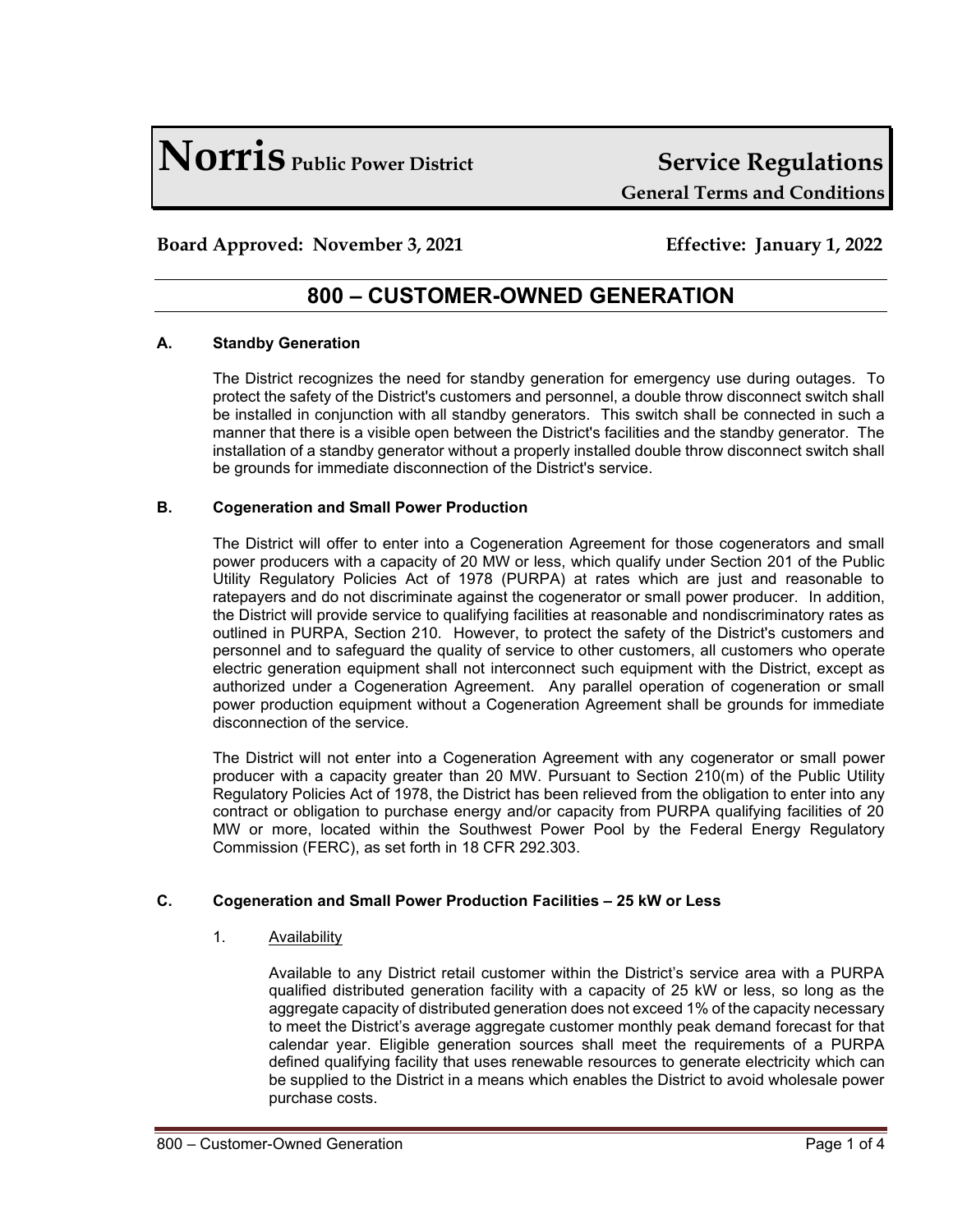# Norris Public Power District — Service Regulations

**General Terms and Conditions**

**Board Approved: November 3, 2021** **Effective: January 1, 2022**

## 800 – CUSTOMER-OWNED GENERATION

### A. Standby Generation

The District recognizes the need for standby generation for emergency use during outages. To protect the safety of the District's customers and personnel, a double throw disconnect switch shall be installed in conjunction with all standby generators. This switch shall be connected in such a manner that there is a visible open between the District's facilities and the standby generator. The installation of a standby generator without a properly installed double throw disconnect switch shall be grounds for immediate disconnection of the District's service.

### B. Cogeneration and Small Power Production

The District will offer to enter into a Cogeneration Agreement for those cogenerators and small power producers with a capacity of 20 MW or less, which qualify under Section 201 of the Public Utility Regulatory Policies Act of 1978 (PURPA) at rates which are just and reasonable to ratepayers and do not discriminate against the cogenerator or small power producer. In addition, the District will provide service to qualifying facilities at reasonable and nondiscriminatory rates as outlined in PURPA, Section 210. However, to protect the safety of the District's customers and personnel and to safeguard the quality of service to other customers, all customers who operate electric generation equipment shall not interconnect such equipment with the District, except as authorized under a Cogeneration Agreement. Any parallel operation of cogeneration or small power production equipment without a Cogeneration Agreement shall be grounds for immediate disconnection of the service.

The District will not enter into a Cogeneration Agreement with any cogenerator or small power producer with a capacity greater than 20 MW. Pursuant to Section 210(m) of the Public Utility Regulatory Policies Act of 1978, the District has been relieved from the obligation to enter into any contract or obligation to purchase energy and/or capacity from PURPA qualifying facilities of 20 MW or more, located within the Southwest Power Pool by the Federal Energy Regulatory Commission (FERC), as set forth in 18 CFR 292.303.

### C. Cogeneration and Small Power Production Facilities – 25 kW or Less

1. Availability

   Available to any District retail customer within the District's service area with a PURPA qualified distributed generation facility with a capacity of 25 kW or less, so long as the aggregate capacity of distributed generation does not exceed 1% of the capacity necessary to meet the District's average aggregate customer monthly peak demand forecast for that calendar year. Eligible generation sources shall meet the requirements of a PURPA defined qualifying facility that uses renewable resources to generate electricity which can be supplied to the District in a means which enables the District to avoid wholesale power purchase costs.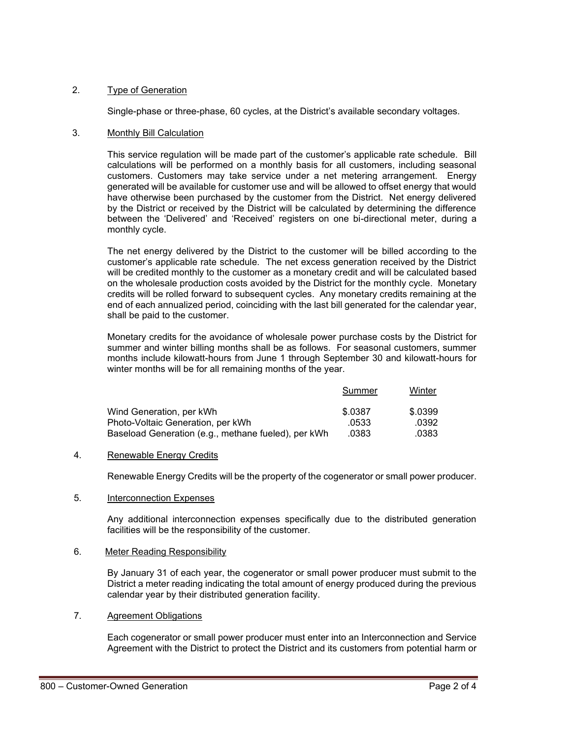2. Type of Generation

   Single-phase or three-phase, 60 cycles, at the District's available secondary voltages.

3. Monthly Bill Calculation

   This service regulation will be made part of the customer's applicable rate schedule. Bill calculations will be performed on a monthly basis for all customers, including seasonal customers. Customers may take service under a net metering arrangement. Energy generated will be available for customer use and will be allowed to offset energy that would have otherwise been purchased by the customer from the District. Net energy delivered by the District or received by the District will be calculated by determining the difference between the 'Delivered' and 'Received' registers on one bi-directional meter, during a monthly cycle.

   The net energy delivered by the District to the customer will be billed according to the customer's applicable rate schedule. The net excess generation received by the District will be credited monthly to the customer as a monetary credit and will be calculated based on the wholesale production costs avoided by the District for the monthly cycle. Monetary credits will be rolled forward to subsequent cycles. Any monetary credits remaining at the end of each annualized period, coinciding with the last bill generated for the calendar year, shall be paid to the customer.

   Monetary credits for the avoidance of wholesale power purchase costs by the District for summer and winter billing months shall be as follows. For seasonal customers, summer months include kilowatt-hours from June 1 through September 30 and kilowatt-hours for winter months will be for all remaining months of the year.

| | Summer | Winter |
|---|---|---|
| Wind Generation, per kWh | $.0387 | $.0399 |
| Photo-Voltaic Generation, per kWh | .0533 | .0392 |
| Baseload Generation (e.g., methane fueled), per kWh | .0383 | .0383 |

4. Renewable Energy Credits

   Renewable Energy Credits will be the property of the cogenerator or small power producer.

5. Interconnection Expenses

   Any additional interconnection expenses specifically due to the distributed generation facilities will be the responsibility of the customer.

6. Meter Reading Responsibility

   By January 31 of each year, the cogenerator or small power producer must submit to the District a meter reading indicating the total amount of energy produced during the previous calendar year by their distributed generation facility.

7. Agreement Obligations

   Each cogenerator or small power producer must enter into an Interconnection and Service Agreement with the District to protect the District and its customers from potential harm or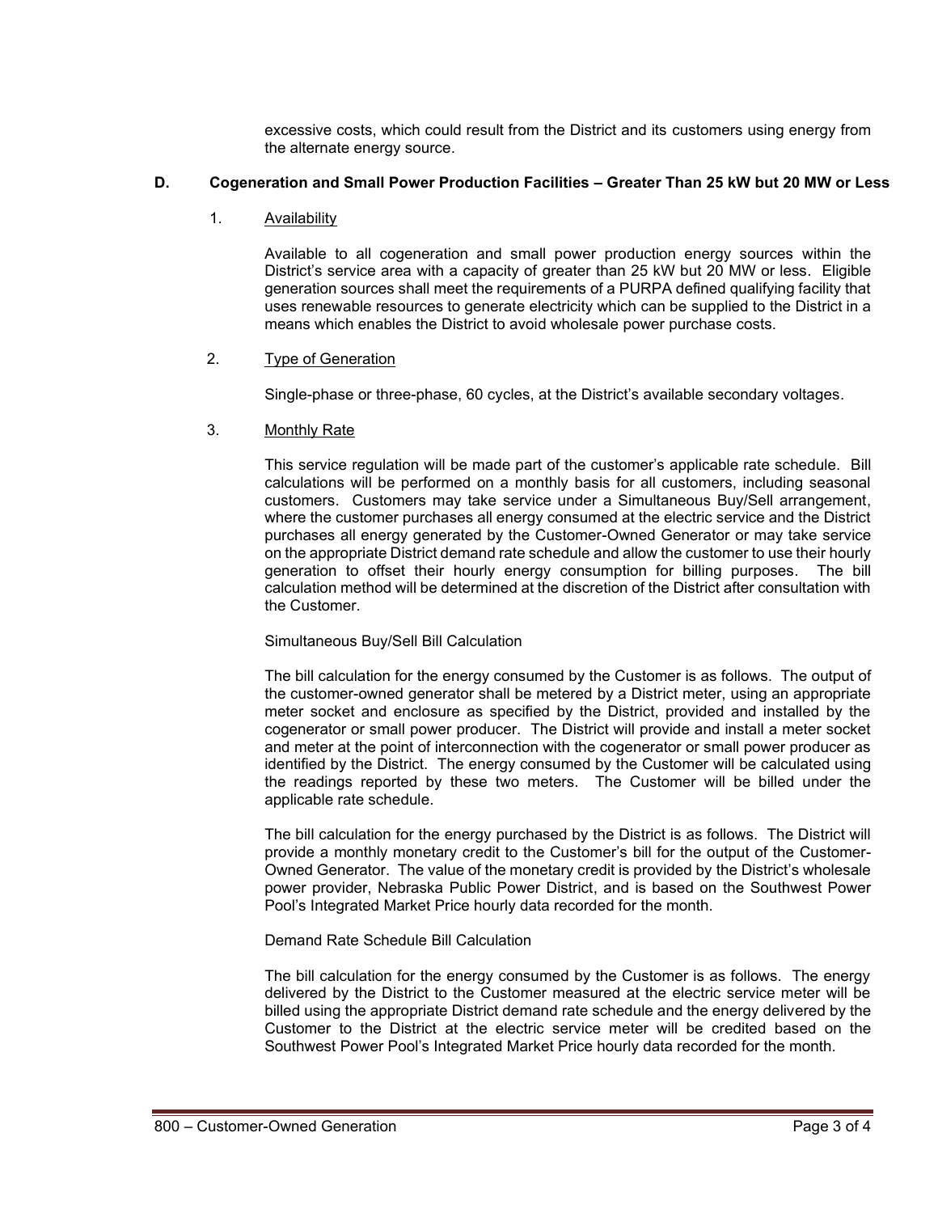excessive costs, which could result from the District and its customers using energy from the alternate energy source.

### D. Cogeneration and Small Power Production Facilities – Greater Than 25 kW but 20 MW or Less

1. Availability

   Available to all cogeneration and small power production energy sources within the District's service area with a capacity of greater than 25 kW but 20 MW or less. Eligible generation sources shall meet the requirements of a PURPA defined qualifying facility that uses renewable resources to generate electricity which can be supplied to the District in a means which enables the District to avoid wholesale power purchase costs.

2. Type of Generation

   Single-phase or three-phase, 60 cycles, at the District's available secondary voltages.

3. Monthly Rate

   This service regulation will be made part of the customer's applicable rate schedule. Bill calculations will be performed on a monthly basis for all customers, including seasonal customers. Customers may take service under a Simultaneous Buy/Sell arrangement, where the customer purchases all energy consumed at the electric service and the District purchases all energy generated by the Customer-Owned Generator or may take service on the appropriate District demand rate schedule and allow the customer to use their hourly generation to offset their hourly energy consumption for billing purposes. The bill calculation method will be determined at the discretion of the District after consultation with the Customer.

   Simultaneous Buy/Sell Bill Calculation

   The bill calculation for the energy consumed by the Customer is as follows. The output of the customer-owned generator shall be metered by a District meter, using an appropriate meter socket and enclosure as specified by the District, provided and installed by the cogenerator or small power producer. The District will provide and install a meter socket and meter at the point of interconnection with the cogenerator or small power producer as identified by the District. The energy consumed by the Customer will be calculated using the readings reported by these two meters. The Customer will be billed under the applicable rate schedule.

   The bill calculation for the energy purchased by the District is as follows. The District will provide a monthly monetary credit to the Customer's bill for the output of the Customer-Owned Generator. The value of the monetary credit is provided by the District's wholesale power provider, Nebraska Public Power District, and is based on the Southwest Power Pool's Integrated Market Price hourly data recorded for the month.

   Demand Rate Schedule Bill Calculation

   The bill calculation for the energy consumed by the Customer is as follows. The energy delivered by the District to the Customer measured at the electric service meter will be billed using the appropriate District demand rate schedule and the energy delivered by the Customer to the District at the electric service meter will be credited based on the Southwest Power Pool's Integrated Market Price hourly data recorded for the month.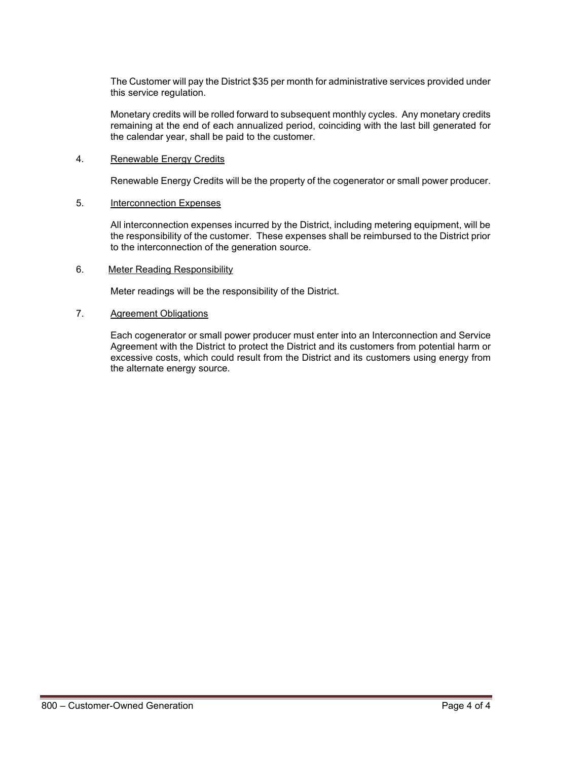The Customer will pay the District $35 per month for administrative services provided under this service regulation.

Monetary credits will be rolled forward to subsequent monthly cycles. Any monetary credits remaining at the end of each annualized period, coinciding with the last bill generated for the calendar year, shall be paid to the customer.

4. Renewable Energy Credits

Renewable Energy Credits will be the property of the cogenerator or small power producer.

5. Interconnection Expenses

All interconnection expenses incurred by the District, including metering equipment, will be the responsibility of the customer. These expenses shall be reimbursed to the District prior to the interconnection of the generation source.

6. Meter Reading Responsibility

Meter readings will be the responsibility of the District.

7. Agreement Obligations

Each cogenerator or small power producer must enter into an Interconnection and Service Agreement with the District to protect the District and its customers from potential harm or excessive costs, which could result from the District and its customers using energy from the alternate energy source.